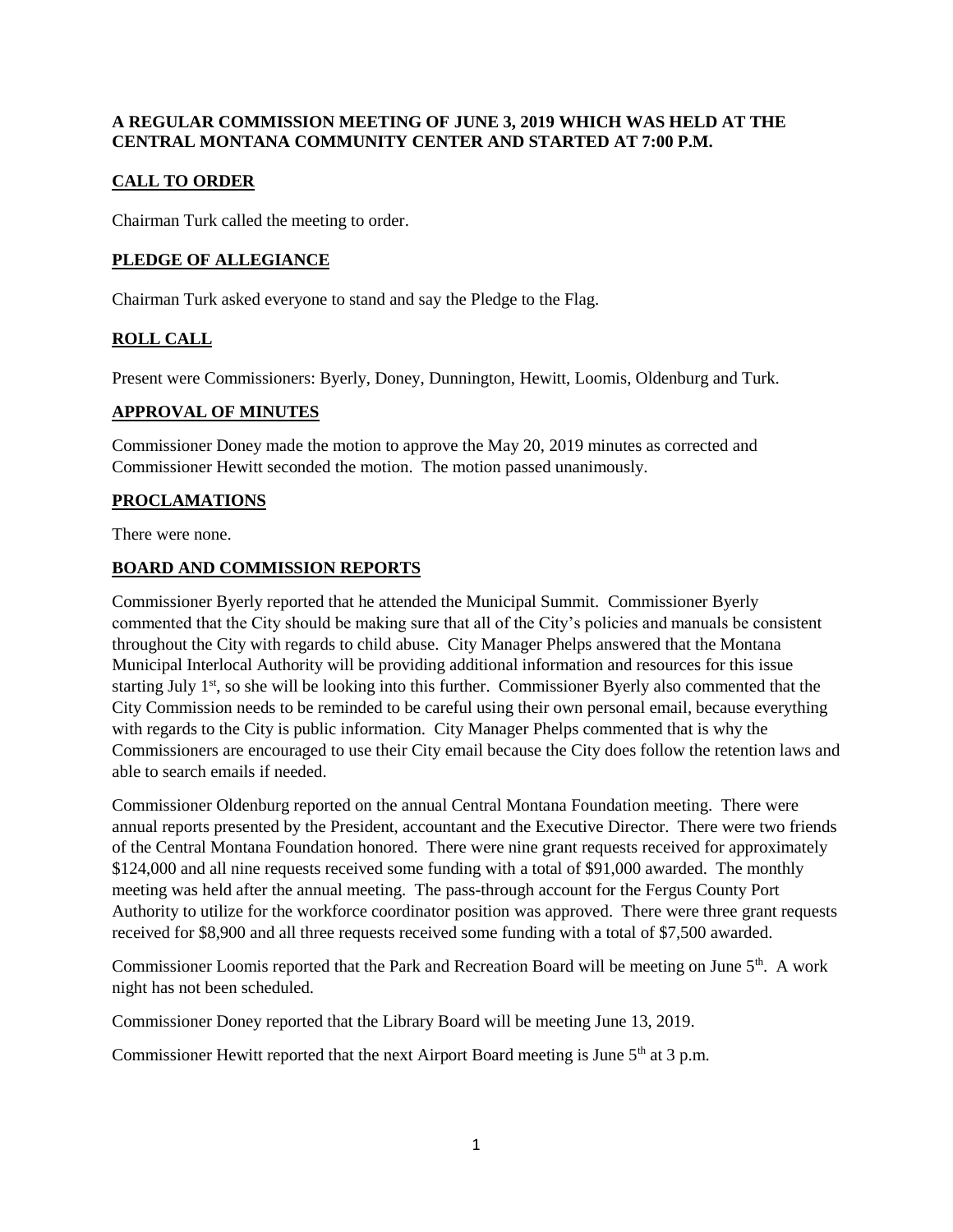**A REGULAR COMMISSION MEETING OF JUNE 3, 2019 WHICH WAS HELD AT THE CENTRAL MONTANA COMMUNITY CENTER AND STARTED AT 7:00 P.M.**

## CALL TO ORDER

Chairman Turk called the meeting to order.

## PLEDGE OF ALLEGIANCE

Chairman Turk asked everyone to stand and say the Pledge to the Flag.

## ROLL CALL

Present were Commissioners: Byerly, Doney, Dunnington, Hewitt, Loomis, Oldenburg and Turk.

## APPROVAL OF MINUTES

Commissioner Doney made the motion to approve the May 20, 2019 minutes as corrected and Commissioner Hewitt seconded the motion. The motion passed unanimously.

## PROCLAMATIONS

There were none.

## BOARD AND COMMISSION REPORTS

Commissioner Byerly reported that he attended the Municipal Summit. Commissioner Byerly commented that the City should be making sure that all of the City's policies and manuals be consistent throughout the City with regards to child abuse. City Manager Phelps answered that the Montana Municipal Interlocal Authority will be providing additional information and resources for this issue starting July 1st, so she will be looking into this further. Commissioner Byerly also commented that the City Commission needs to be reminded to be careful using their own personal email, because everything with regards to the City is public information. City Manager Phelps commented that is why the Commissioners are encouraged to use their City email because the City does follow the retention laws and able to search emails if needed.

Commissioner Oldenburg reported on the annual Central Montana Foundation meeting. There were annual reports presented by the President, accountant and the Executive Director. There were two friends of the Central Montana Foundation honored. There were nine grant requests received for approximately $124,000 and all nine requests received some funding with a total of $91,000 awarded. The monthly meeting was held after the annual meeting. The pass-through account for the Fergus County Port Authority to utilize for the workforce coordinator position was approved. There were three grant requests received for $8,900 and all three requests received some funding with a total of $7,500 awarded.

Commissioner Loomis reported that the Park and Recreation Board will be meeting on June 5th. A work night has not been scheduled.

Commissioner Doney reported that the Library Board will be meeting June 13, 2019.

Commissioner Hewitt reported that the next Airport Board meeting is June 5th at 3 p.m.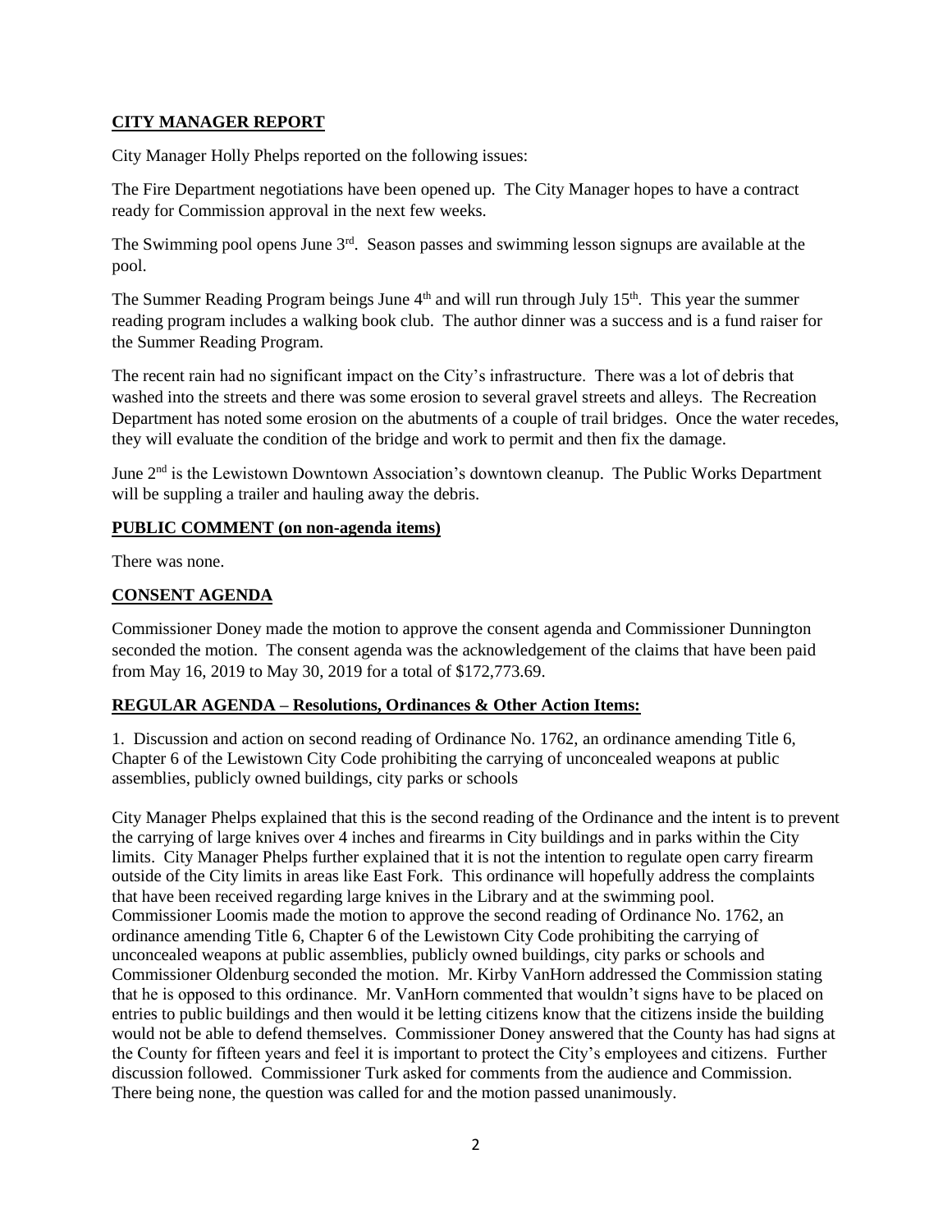## CITY MANAGER REPORT

City Manager Holly Phelps reported on the following issues:

The Fire Department negotiations have been opened up. The City Manager hopes to have a contract ready for Commission approval in the next few weeks.

The Swimming pool opens June 3rd. Season passes and swimming lesson signups are available at the pool.

The Summer Reading Program beings June 4th and will run through July 15th. This year the summer reading program includes a walking book club. The author dinner was a success and is a fund raiser for the Summer Reading Program.

The recent rain had no significant impact on the City's infrastructure. There was a lot of debris that washed into the streets and there was some erosion to several gravel streets and alleys. The Recreation Department has noted some erosion on the abutments of a couple of trail bridges. Once the water recedes, they will evaluate the condition of the bridge and work to permit and then fix the damage.

June 2nd is the Lewistown Downtown Association's downtown cleanup. The Public Works Department will be suppling a trailer and hauling away the debris.

## PUBLIC COMMENT (on non-agenda items)

There was none.

## CONSENT AGENDA

Commissioner Doney made the motion to approve the consent agenda and Commissioner Dunnington seconded the motion. The consent agenda was the acknowledgement of the claims that have been paid from May 16, 2019 to May 30, 2019 for a total of $172,773.69.

## REGULAR AGENDA – Resolutions, Ordinances & Other Action Items:

1. Discussion and action on second reading of Ordinance No. 1762, an ordinance amending Title 6, Chapter 6 of the Lewistown City Code prohibiting the carrying of unconcealed weapons at public assemblies, publicly owned buildings, city parks or schools

City Manager Phelps explained that this is the second reading of the Ordinance and the intent is to prevent the carrying of large knives over 4 inches and firearms in City buildings and in parks within the City limits. City Manager Phelps further explained that it is not the intention to regulate open carry firearm outside of the City limits in areas like East Fork. This ordinance will hopefully address the complaints that have been received regarding large knives in the Library and at the swimming pool. Commissioner Loomis made the motion to approve the second reading of Ordinance No. 1762, an ordinance amending Title 6, Chapter 6 of the Lewistown City Code prohibiting the carrying of unconcealed weapons at public assemblies, publicly owned buildings, city parks or schools and Commissioner Oldenburg seconded the motion. Mr. Kirby VanHorn addressed the Commission stating that he is opposed to this ordinance. Mr. VanHorn commented that wouldn't signs have to be placed on entries to public buildings and then would it be letting citizens know that the citizens inside the building would not be able to defend themselves. Commissioner Doney answered that the County has had signs at the County for fifteen years and feel it is important to protect the City's employees and citizens. Further discussion followed. Commissioner Turk asked for comments from the audience and Commission. There being none, the question was called for and the motion passed unanimously.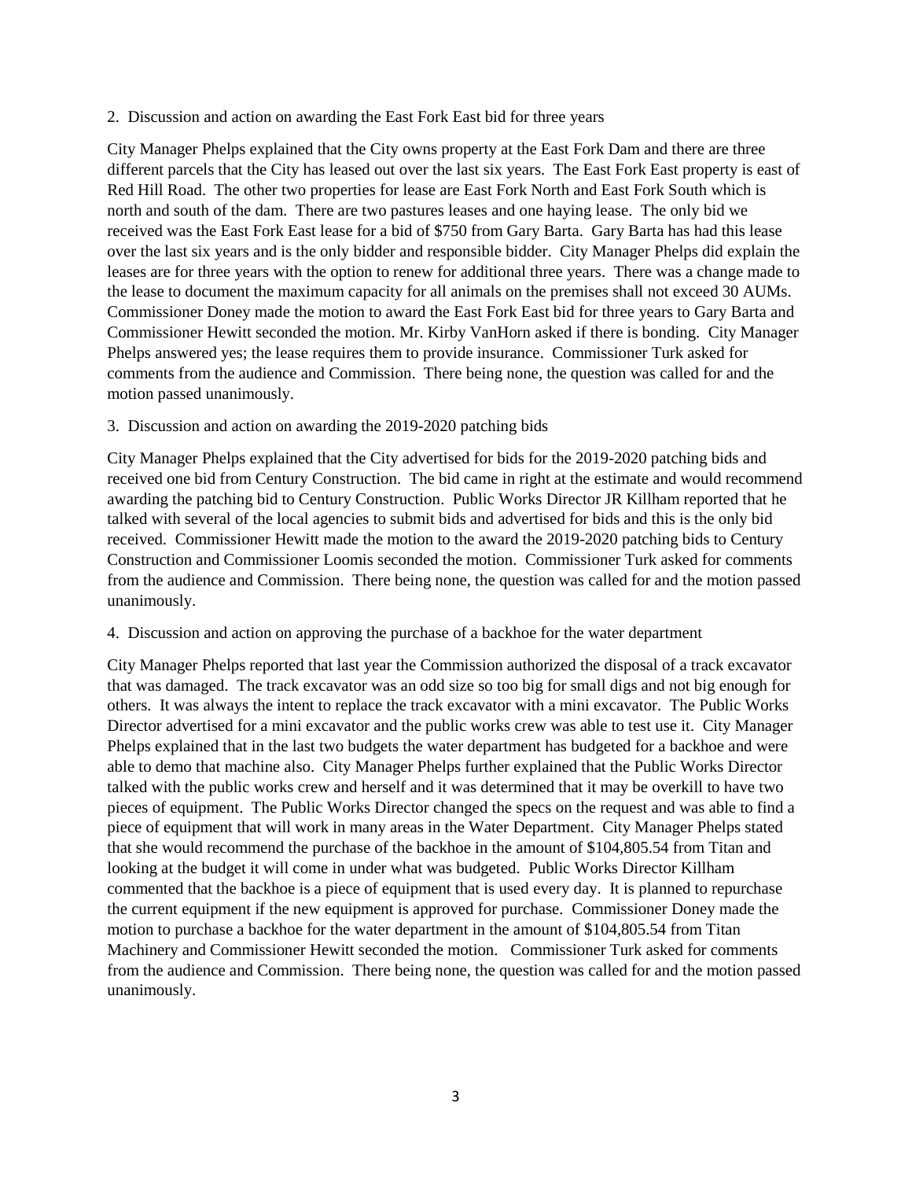2. Discussion and action on awarding the East Fork East bid for three years

City Manager Phelps explained that the City owns property at the East Fork Dam and there are three different parcels that the City has leased out over the last six years. The East Fork East property is east of Red Hill Road. The other two properties for lease are East Fork North and East Fork South which is north and south of the dam. There are two pastures leases and one haying lease. The only bid we received was the East Fork East lease for a bid of $750 from Gary Barta. Gary Barta has had this lease over the last six years and is the only bidder and responsible bidder. City Manager Phelps did explain the leases are for three years with the option to renew for additional three years. There was a change made to the lease to document the maximum capacity for all animals on the premises shall not exceed 30 AUMs. Commissioner Doney made the motion to award the East Fork East bid for three years to Gary Barta and Commissioner Hewitt seconded the motion. Mr. Kirby VanHorn asked if there is bonding. City Manager Phelps answered yes; the lease requires them to provide insurance. Commissioner Turk asked for comments from the audience and Commission. There being none, the question was called for and the motion passed unanimously.

3. Discussion and action on awarding the 2019-2020 patching bids

City Manager Phelps explained that the City advertised for bids for the 2019-2020 patching bids and received one bid from Century Construction. The bid came in right at the estimate and would recommend awarding the patching bid to Century Construction. Public Works Director JR Killham reported that he talked with several of the local agencies to submit bids and advertised for bids and this is the only bid received. Commissioner Hewitt made the motion to the award the 2019-2020 patching bids to Century Construction and Commissioner Loomis seconded the motion. Commissioner Turk asked for comments from the audience and Commission. There being none, the question was called for and the motion passed unanimously.

4. Discussion and action on approving the purchase of a backhoe for the water department

City Manager Phelps reported that last year the Commission authorized the disposal of a track excavator that was damaged. The track excavator was an odd size so too big for small digs and not big enough for others. It was always the intent to replace the track excavator with a mini excavator. The Public Works Director advertised for a mini excavator and the public works crew was able to test use it. City Manager Phelps explained that in the last two budgets the water department has budgeted for a backhoe and were able to demo that machine also. City Manager Phelps further explained that the Public Works Director talked with the public works crew and herself and it was determined that it may be overkill to have two pieces of equipment. The Public Works Director changed the specs on the request and was able to find a piece of equipment that will work in many areas in the Water Department. City Manager Phelps stated that she would recommend the purchase of the backhoe in the amount of $104,805.54 from Titan and looking at the budget it will come in under what was budgeted. Public Works Director Killham commented that the backhoe is a piece of equipment that is used every day. It is planned to repurchase the current equipment if the new equipment is approved for purchase. Commissioner Doney made the motion to purchase a backhoe for the water department in the amount of $104,805.54 from Titan Machinery and Commissioner Hewitt seconded the motion. Commissioner Turk asked for comments from the audience and Commission. There being none, the question was called for and the motion passed unanimously.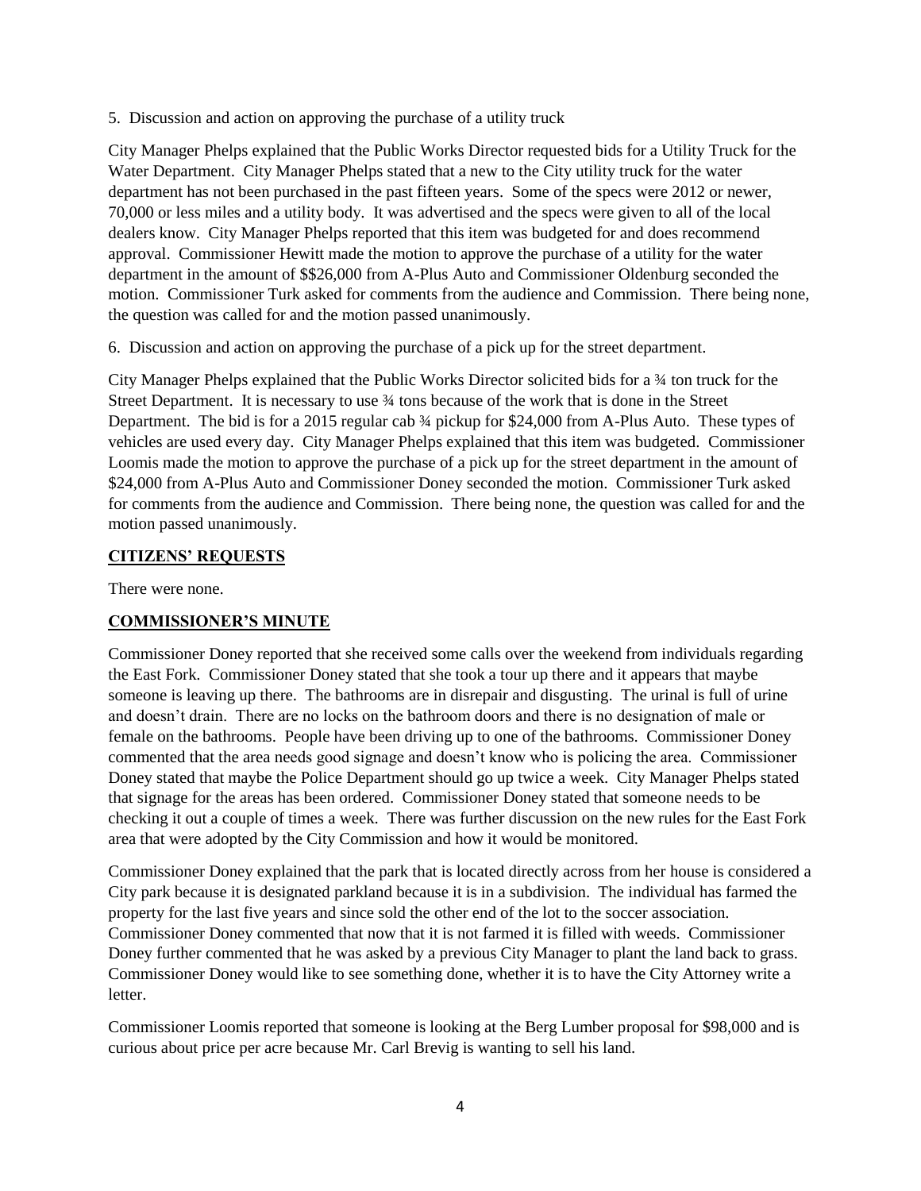5. Discussion and action on approving the purchase of a utility truck

City Manager Phelps explained that the Public Works Director requested bids for a Utility Truck for the Water Department. City Manager Phelps stated that a new to the City utility truck for the water department has not been purchased in the past fifteen years. Some of the specs were 2012 or newer, 70,000 or less miles and a utility body. It was advertised and the specs were given to all of the local dealers know. City Manager Phelps reported that this item was budgeted for and does recommend approval. Commissioner Hewitt made the motion to approve the purchase of a utility for the water department in the amount of $$26,000 from A-Plus Auto and Commissioner Oldenburg seconded the motion. Commissioner Turk asked for comments from the audience and Commission. There being none, the question was called for and the motion passed unanimously.

6. Discussion and action on approving the purchase of a pick up for the street department.

City Manager Phelps explained that the Public Works Director solicited bids for a ¾ ton truck for the Street Department. It is necessary to use ¾ tons because of the work that is done in the Street Department. The bid is for a 2015 regular cab ¾ pickup for $24,000 from A-Plus Auto. These types of vehicles are used every day. City Manager Phelps explained that this item was budgeted. Commissioner Loomis made the motion to approve the purchase of a pick up for the street department in the amount of $24,000 from A-Plus Auto and Commissioner Doney seconded the motion. Commissioner Turk asked for comments from the audience and Commission. There being none, the question was called for and the motion passed unanimously.

**CITIZENS' REQUESTS**

There were none.

**COMMISSIONER'S MINUTE**

Commissioner Doney reported that she received some calls over the weekend from individuals regarding the East Fork. Commissioner Doney stated that she took a tour up there and it appears that maybe someone is leaving up there. The bathrooms are in disrepair and disgusting. The urinal is full of urine and doesn't drain. There are no locks on the bathroom doors and there is no designation of male or female on the bathrooms. People have been driving up to one of the bathrooms. Commissioner Doney commented that the area needs good signage and doesn't know who is policing the area. Commissioner Doney stated that maybe the Police Department should go up twice a week. City Manager Phelps stated that signage for the areas has been ordered. Commissioner Doney stated that someone needs to be checking it out a couple of times a week. There was further discussion on the new rules for the East Fork area that were adopted by the City Commission and how it would be monitored.

Commissioner Doney explained that the park that is located directly across from her house is considered a City park because it is designated parkland because it is in a subdivision. The individual has farmed the property for the last five years and since sold the other end of the lot to the soccer association. Commissioner Doney commented that now that it is not farmed it is filled with weeds. Commissioner Doney further commented that he was asked by a previous City Manager to plant the land back to grass. Commissioner Doney would like to see something done, whether it is to have the City Attorney write a letter.

Commissioner Loomis reported that someone is looking at the Berg Lumber proposal for $98,000 and is curious about price per acre because Mr. Carl Brevig is wanting to sell his land.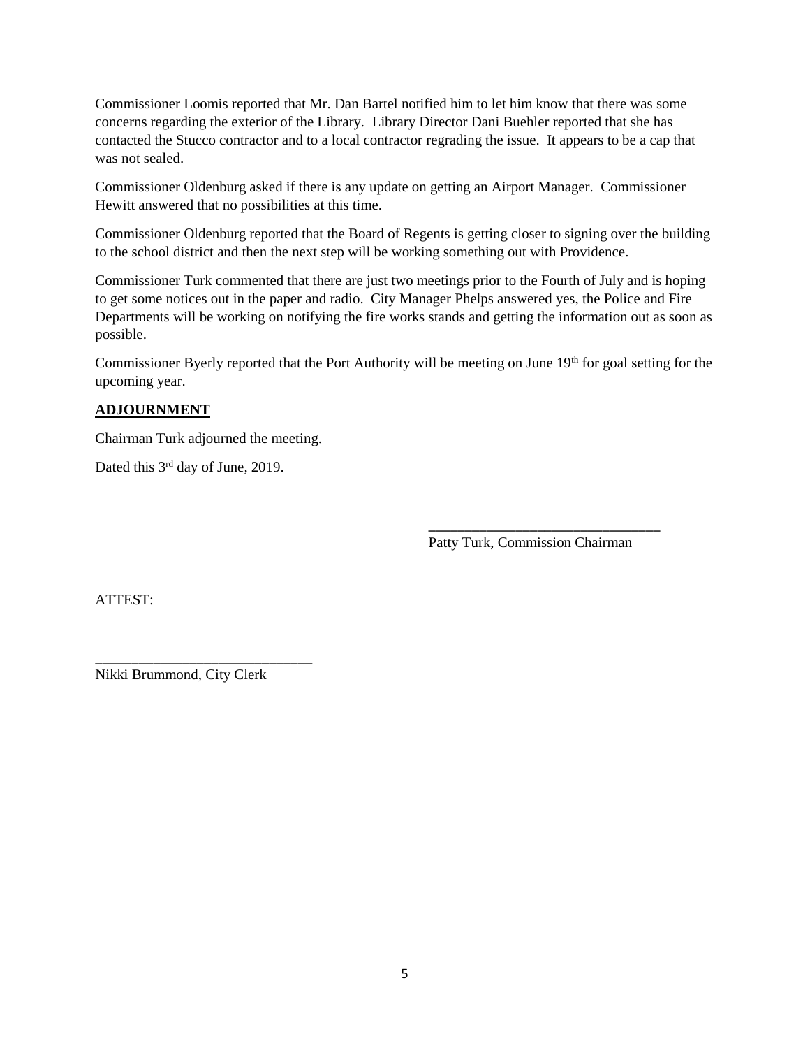Commissioner Loomis reported that Mr. Dan Bartel notified him to let him know that there was some concerns regarding the exterior of the Library. Library Director Dani Buehler reported that she has contacted the Stucco contractor and to a local contractor regrading the issue. It appears to be a cap that was not sealed.

Commissioner Oldenburg asked if there is any update on getting an Airport Manager. Commissioner Hewitt answered that no possibilities at this time.

Commissioner Oldenburg reported that the Board of Regents is getting closer to signing over the building to the school district and then the next step will be working something out with Providence.

Commissioner Turk commented that there are just two meetings prior to the Fourth of July and is hoping to get some notices out in the paper and radio. City Manager Phelps answered yes, the Police and Fire Departments will be working on notifying the fire works stands and getting the information out as soon as possible.

Commissioner Byerly reported that the Port Authority will be meeting on June 19th for goal setting for the upcoming year.

**ADJOURNMENT**

Chairman Turk adjourned the meeting.

Dated this 3rd day of June, 2019.

\_\_\_\_\_\_\_\_\_\_\_\_\_\_\_\_\_\_\_\_\_\_\_\_\_\_\_\_\_\_\_\_

Patty Turk, Commission Chairman

ATTEST:

\_\_\_\_\_\_\_\_\_\_\_\_\_\_\_\_\_\_\_\_\_\_\_\_\_\_\_\_\_\_

Nikki Brummond, City Clerk